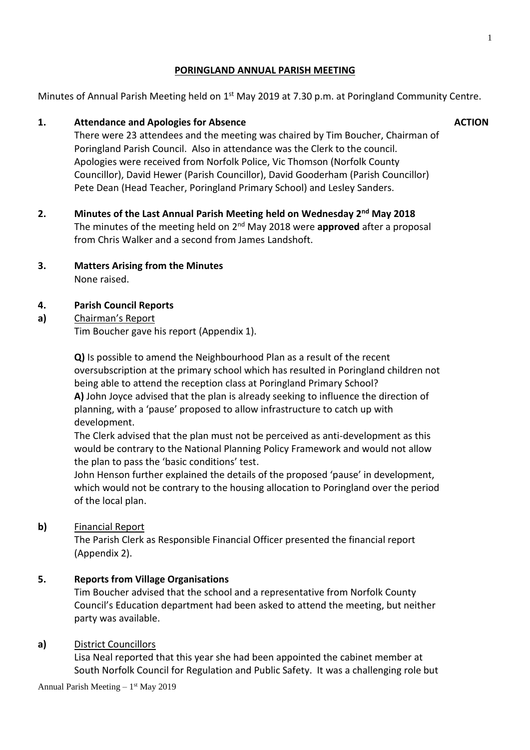# PORINGLAND ANNUAL PARISH MEETING

Minutes of Annual Parish Meeting held on 1st May 2019 at 7.30 p.m. at Poringland Community Centre.

**1. Attendance and Apologies for Absence** **ACTION**

There were 23 attendees and the meeting was chaired by Tim Boucher, Chairman of Poringland Parish Council. Also in attendance was the Clerk to the council. Apologies were received from Norfolk Police, Vic Thomson (Norfolk County Councillor), David Hewer (Parish Councillor), David Gooderham (Parish Councillor) Pete Dean (Head Teacher, Poringland Primary School) and Lesley Sanders.

**2. Minutes of the Last Annual Parish Meeting held on Wednesday 2nd May 2018**

The minutes of the meeting held on 2nd May 2018 were **approved** after a proposal from Chris Walker and a second from James Landshoft.

**3. Matters Arising from the Minutes**

None raised.

**4. Parish Council Reports**

**a)** Chairman's Report

Tim Boucher gave his report (Appendix 1).

**Q)** Is possible to amend the Neighbourhood Plan as a result of the recent oversubscription at the primary school which has resulted in Poringland children not being able to attend the reception class at Poringland Primary School?

**A)** John Joyce advised that the plan is already seeking to influence the direction of planning, with a 'pause' proposed to allow infrastructure to catch up with development.

The Clerk advised that the plan must not be perceived as anti-development as this would be contrary to the National Planning Policy Framework and would not allow the plan to pass the 'basic conditions' test.

John Henson further explained the details of the proposed 'pause' in development, which would not be contrary to the housing allocation to Poringland over the period of the local plan.

**b)** Financial Report

The Parish Clerk as Responsible Financial Officer presented the financial report (Appendix 2).

**5. Reports from Village Organisations**

Tim Boucher advised that the school and a representative from Norfolk County Council's Education department had been asked to attend the meeting, but neither party was available.

**a)** District Councillors

Lisa Neal reported that this year she had been appointed the cabinet member at South Norfolk Council for Regulation and Public Safety. It was a challenging role but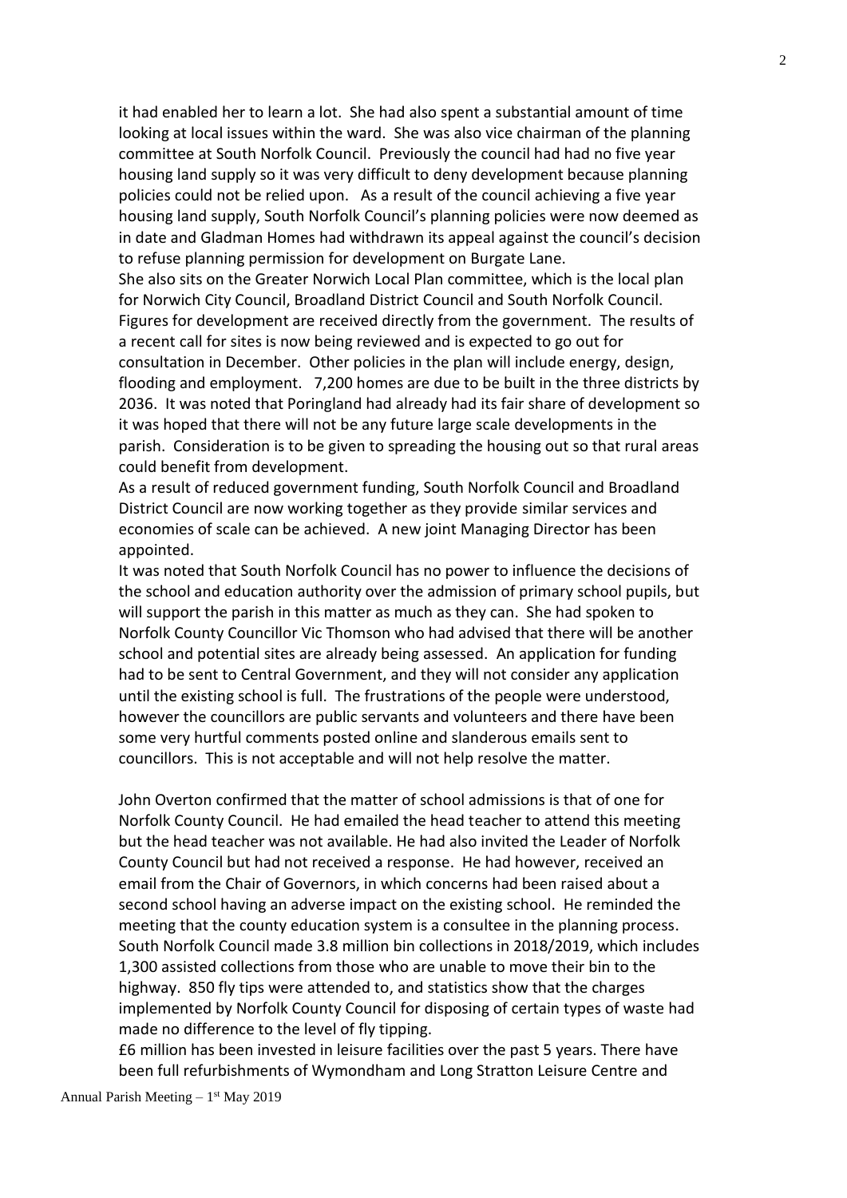it had enabled her to learn a lot. She had also spent a substantial amount of time looking at local issues within the ward. She was also vice chairman of the planning committee at South Norfolk Council. Previously the council had had no five year housing land supply so it was very difficult to deny development because planning policies could not be relied upon. As a result of the council achieving a five year housing land supply, South Norfolk Council's planning policies were now deemed as in date and Gladman Homes had withdrawn its appeal against the council's decision to refuse planning permission for development on Burgate Lane.

She also sits on the Greater Norwich Local Plan committee, which is the local plan for Norwich City Council, Broadland District Council and South Norfolk Council. Figures for development are received directly from the government. The results of a recent call for sites is now being reviewed and is expected to go out for consultation in December. Other policies in the plan will include energy, design, flooding and employment. 7,200 homes are due to be built in the three districts by 2036. It was noted that Poringland had already had its fair share of development so it was hoped that there will not be any future large scale developments in the parish. Consideration is to be given to spreading the housing out so that rural areas could benefit from development.

As a result of reduced government funding, South Norfolk Council and Broadland District Council are now working together as they provide similar services and economies of scale can be achieved. A new joint Managing Director has been appointed.

It was noted that South Norfolk Council has no power to influence the decisions of the school and education authority over the admission of primary school pupils, but will support the parish in this matter as much as they can. She had spoken to Norfolk County Councillor Vic Thomson who had advised that there will be another school and potential sites are already being assessed. An application for funding had to be sent to Central Government, and they will not consider any application until the existing school is full. The frustrations of the people were understood, however the councillors are public servants and volunteers and there have been some very hurtful comments posted online and slanderous emails sent to councillors. This is not acceptable and will not help resolve the matter.

John Overton confirmed that the matter of school admissions is that of one for Norfolk County Council. He had emailed the head teacher to attend this meeting but the head teacher was not available. He had also invited the Leader of Norfolk County Council but had not received a response. He had however, received an email from the Chair of Governors, in which concerns had been raised about a second school having an adverse impact on the existing school. He reminded the meeting that the county education system is a consultee in the planning process. South Norfolk Council made 3.8 million bin collections in 2018/2019, which includes 1,300 assisted collections from those who are unable to move their bin to the highway. 850 fly tips were attended to, and statistics show that the charges implemented by Norfolk County Council for disposing of certain types of waste had made no difference to the level of fly tipping.

£6 million has been invested in leisure facilities over the past 5 years. There have been full refurbishments of Wymondham and Long Stratton Leisure Centre and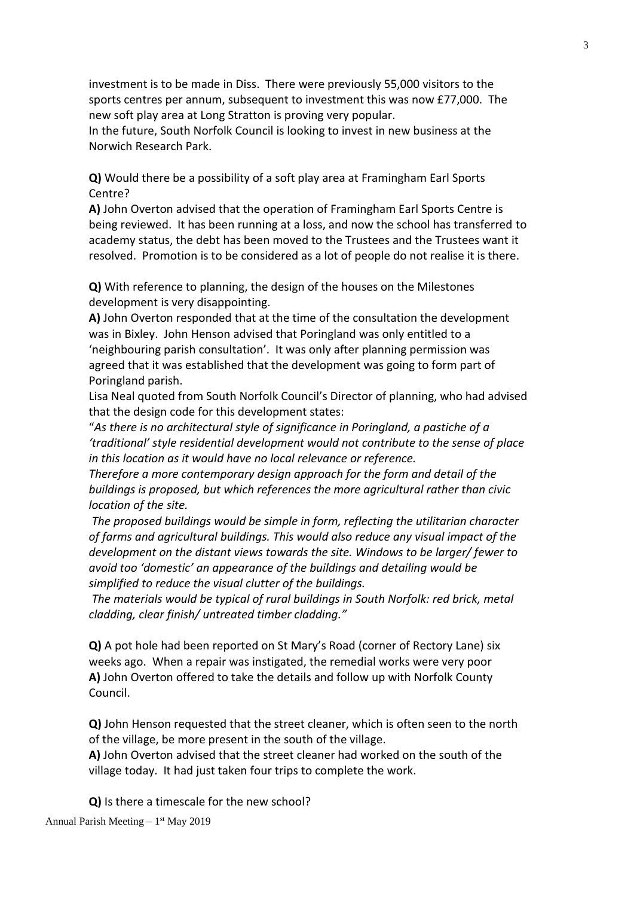investment is to be made in Diss. There were previously 55,000 visitors to the sports centres per annum, subsequent to investment this was now £77,000. The new soft play area at Long Stratton is proving very popular.
In the future, South Norfolk Council is looking to invest in new business at the Norwich Research Park.

**Q)** Would there be a possibility of a soft play area at Framingham Earl Sports Centre?
**A)** John Overton advised that the operation of Framingham Earl Sports Centre is being reviewed. It has been running at a loss, and now the school has transferred to academy status, the debt has been moved to the Trustees and the Trustees want it resolved. Promotion is to be considered as a lot of people do not realise it is there.

**Q)** With reference to planning, the design of the houses on the Milestones development is very disappointing.
**A)** John Overton responded that at the time of the consultation the development was in Bixley. John Henson advised that Poringland was only entitled to a 'neighbouring parish consultation'. It was only after planning permission was agreed that it was established that the development was going to form part of Poringland parish.
Lisa Neal quoted from South Norfolk Council's Director of planning, who had advised that the design code for this development states:
"*As there is no architectural style of significance in Poringland, a pastiche of a 'traditional' style residential development would not contribute to the sense of place in this location as it would have no local relevance or reference.*
*Therefore a more contemporary design approach for the form and detail of the buildings is proposed, but which references the more agricultural rather than civic location of the site.*
*The proposed buildings would be simple in form, reflecting the utilitarian character of farms and agricultural buildings. This would also reduce any visual impact of the development on the distant views towards the site. Windows to be larger/ fewer to avoid too 'domestic' an appearance of the buildings and detailing would be simplified to reduce the visual clutter of the buildings.*
*The materials would be typical of rural buildings in South Norfolk: red brick, metal cladding, clear finish/ untreated timber cladding."*

**Q)** A pot hole had been reported on St Mary's Road (corner of Rectory Lane) six weeks ago. When a repair was instigated, the remedial works were very poor
**A)** John Overton offered to take the details and follow up with Norfolk County Council.

**Q)** John Henson requested that the street cleaner, which is often seen to the north of the village, be more present in the south of the village.
**A)** John Overton advised that the street cleaner had worked on the south of the village today. It had just taken four trips to complete the work.

**Q)** Is there a timescale for the new school?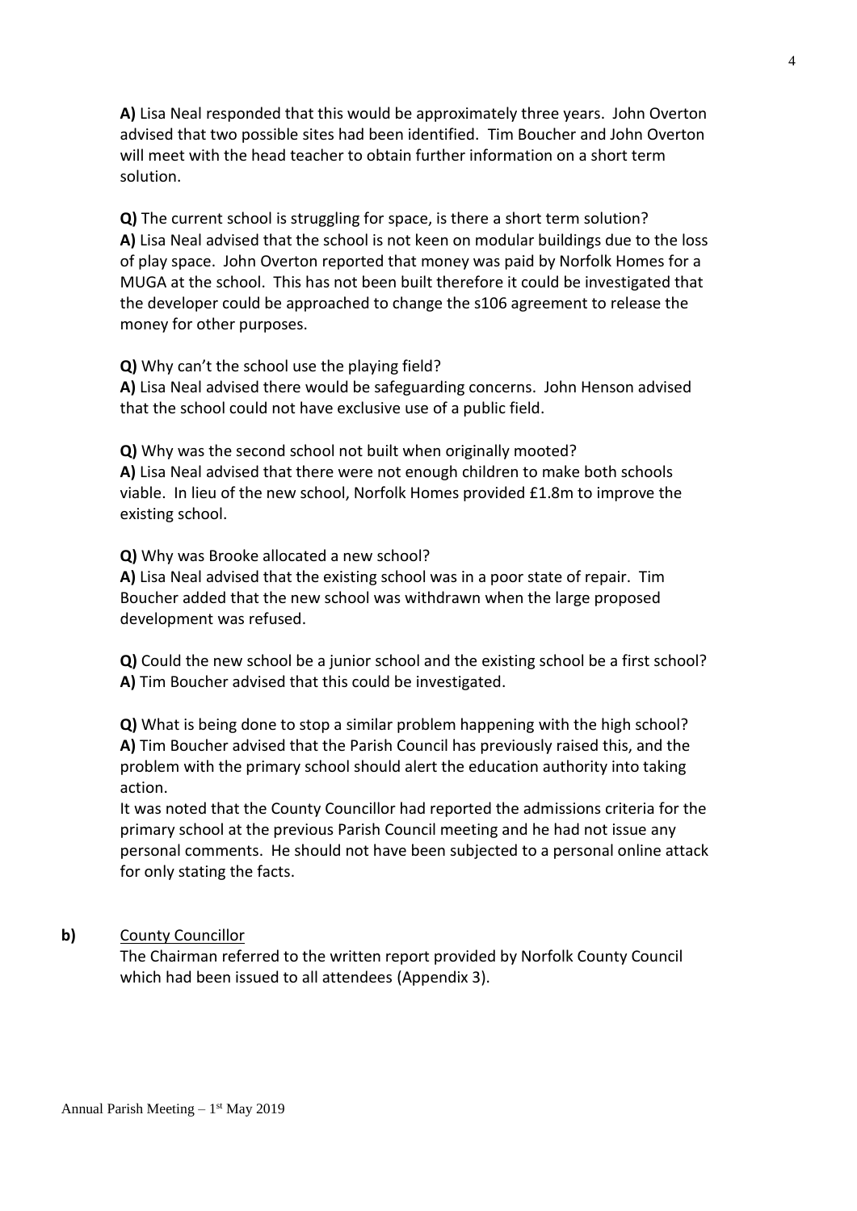**A)** Lisa Neal responded that this would be approximately three years. John Overton advised that two possible sites had been identified. Tim Boucher and John Overton will meet with the head teacher to obtain further information on a short term solution.

**Q)** The current school is struggling for space, is there a short term solution?
**A)** Lisa Neal advised that the school is not keen on modular buildings due to the loss of play space. John Overton reported that money was paid by Norfolk Homes for a MUGA at the school. This has not been built therefore it could be investigated that the developer could be approached to change the s106 agreement to release the money for other purposes.

**Q)** Why can't the school use the playing field?
**A)** Lisa Neal advised there would be safeguarding concerns. John Henson advised that the school could not have exclusive use of a public field.

**Q)** Why was the second school not built when originally mooted?
**A)** Lisa Neal advised that there were not enough children to make both schools viable. In lieu of the new school, Norfolk Homes provided £1.8m to improve the existing school.

**Q)** Why was Brooke allocated a new school?
**A)** Lisa Neal advised that the existing school was in a poor state of repair. Tim Boucher added that the new school was withdrawn when the large proposed development was refused.

**Q)** Could the new school be a junior school and the existing school be a first school?
**A)** Tim Boucher advised that this could be investigated.

**Q)** What is being done to stop a similar problem happening with the high school?
**A)** Tim Boucher advised that the Parish Council has previously raised this, and the problem with the primary school should alert the education authority into taking action.
It was noted that the County Councillor had reported the admissions criteria for the primary school at the previous Parish Council meeting and he had not issue any personal comments. He should not have been subjected to a personal online attack for only stating the facts.

**b)** County Councillor

The Chairman referred to the written report provided by Norfolk County Council which had been issued to all attendees (Appendix 3).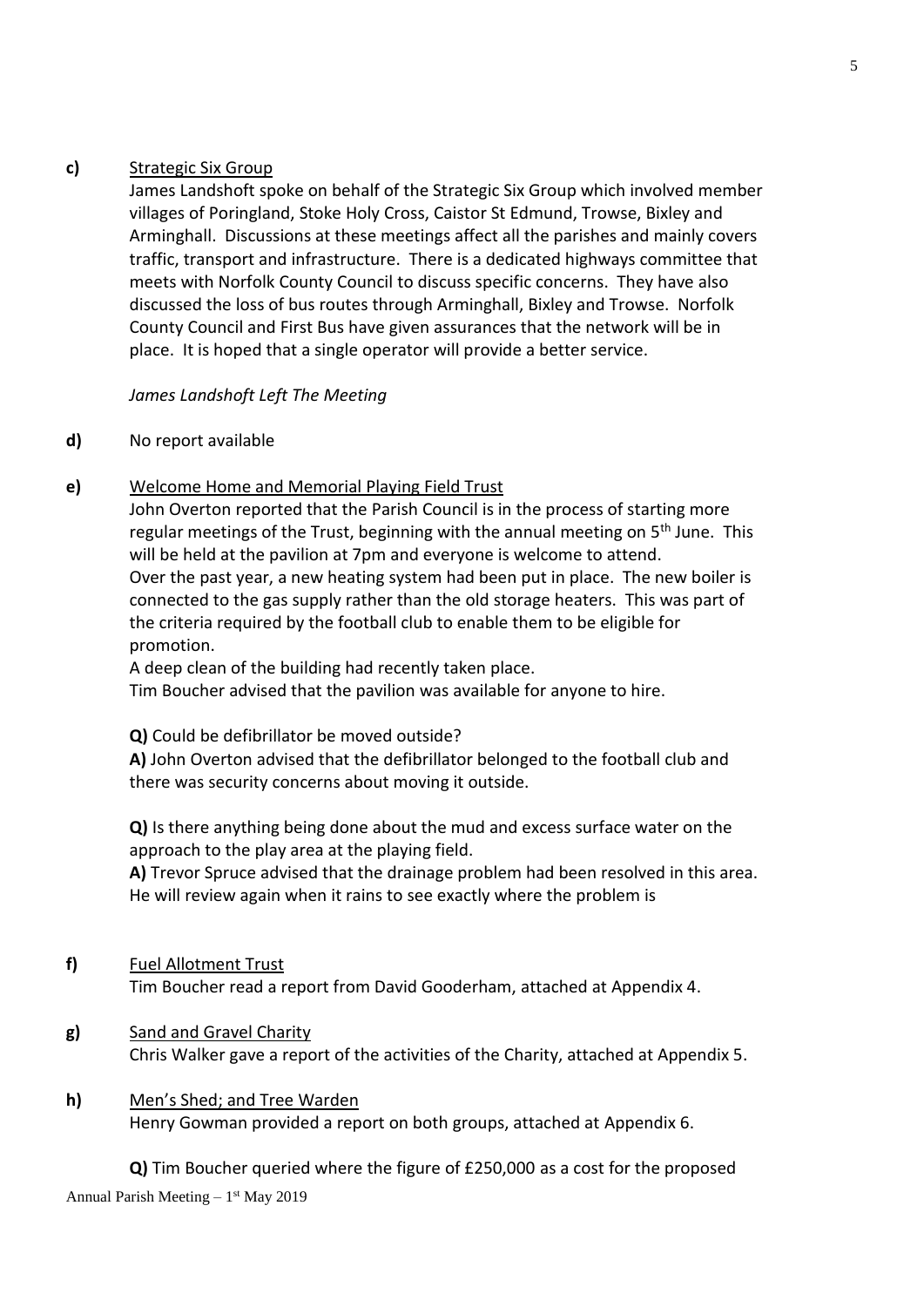**c)** <u>Strategic Six Group</u>

James Landshoft spoke on behalf of the Strategic Six Group which involved member villages of Poringland, Stoke Holy Cross, Caistor St Edmund, Trowse, Bixley and Arminghall. Discussions at these meetings affect all the parishes and mainly covers traffic, transport and infrastructure. There is a dedicated highways committee that meets with Norfolk County Council to discuss specific concerns. They have also discussed the loss of bus routes through Arminghall, Bixley and Trowse. Norfolk County Council and First Bus have given assurances that the network will be in place. It is hoped that a single operator will provide a better service.

*James Landshoft Left The Meeting*

**d)** No report available

**e)** <u>Welcome Home and Memorial Playing Field Trust</u>

John Overton reported that the Parish Council is in the process of starting more regular meetings of the Trust, beginning with the annual meeting on 5th June. This will be held at the pavilion at 7pm and everyone is welcome to attend.

Over the past year, a new heating system had been put in place. The new boiler is connected to the gas supply rather than the old storage heaters. This was part of the criteria required by the football club to enable them to be eligible for promotion.

A deep clean of the building had recently taken place.

Tim Boucher advised that the pavilion was available for anyone to hire.

**Q)** Could be defibrillator be moved outside?

**A)** John Overton advised that the defibrillator belonged to the football club and there was security concerns about moving it outside.

**Q)** Is there anything being done about the mud and excess surface water on the approach to the play area at the playing field.

**A)** Trevor Spruce advised that the drainage problem had been resolved in this area. He will review again when it rains to see exactly where the problem is

**f)** <u>Fuel Allotment Trust</u>

Tim Boucher read a report from David Gooderham, attached at Appendix 4.

**g)** <u>Sand and Gravel Charity</u>

Chris Walker gave a report of the activities of the Charity, attached at Appendix 5.

**h)** <u>Men's Shed; and Tree Warden</u>

Henry Gowman provided a report on both groups, attached at Appendix 6.

**Q)** Tim Boucher queried where the figure of £250,000 as a cost for the proposed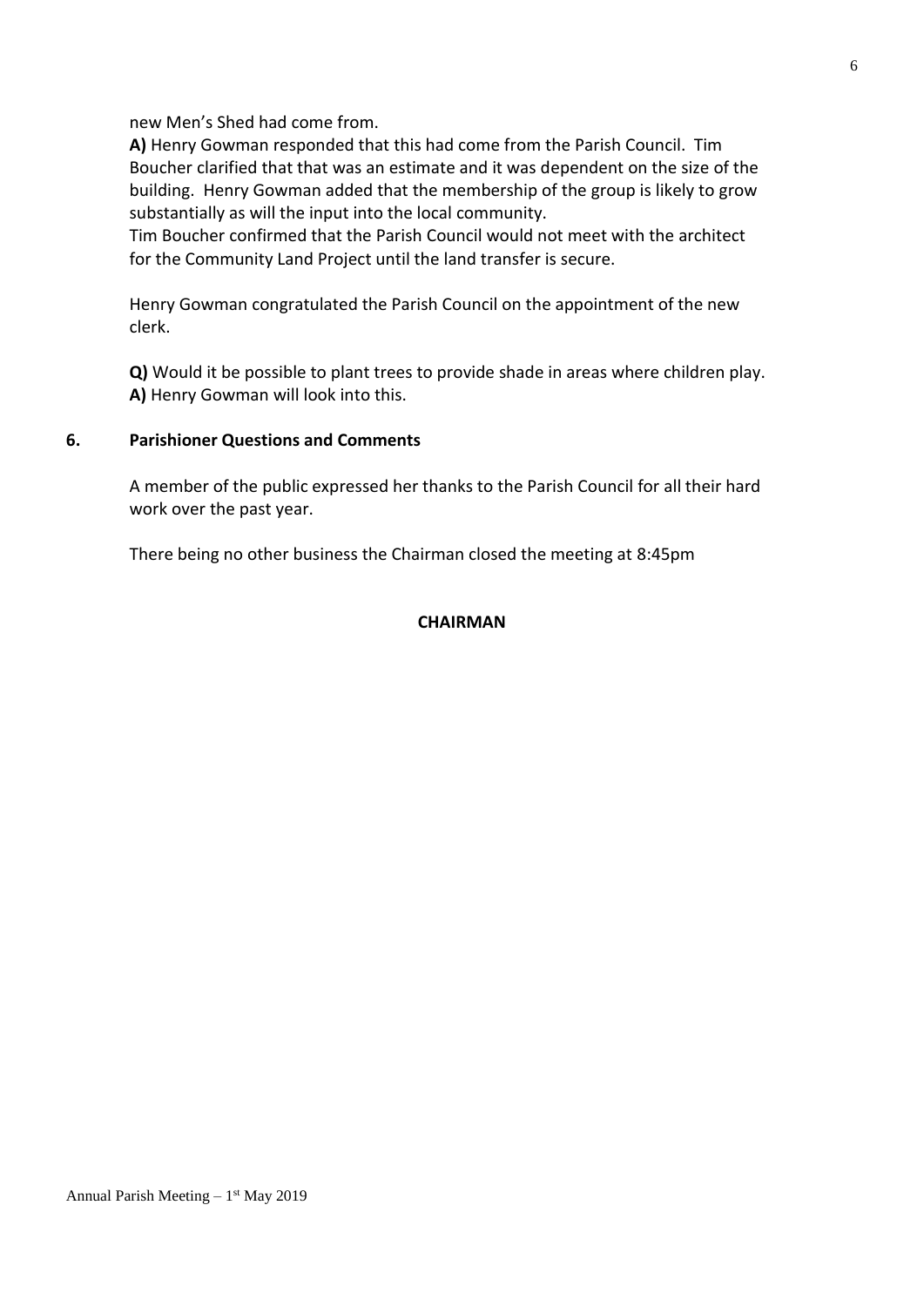new Men's Shed had come from.

**A)** Henry Gowman responded that this had come from the Parish Council. Tim Boucher clarified that that was an estimate and it was dependent on the size of the building. Henry Gowman added that the membership of the group is likely to grow substantially as will the input into the local community.

Tim Boucher confirmed that the Parish Council would not meet with the architect for the Community Land Project until the land transfer is secure.

Henry Gowman congratulated the Parish Council on the appointment of the new clerk.

**Q)** Would it be possible to plant trees to provide shade in areas where children play.
**A)** Henry Gowman will look into this.

## 6. Parishioner Questions and Comments

A member of the public expressed her thanks to the Parish Council for all their hard work over the past year.

There being no other business the Chairman closed the meeting at 8:45pm

**CHAIRMAN**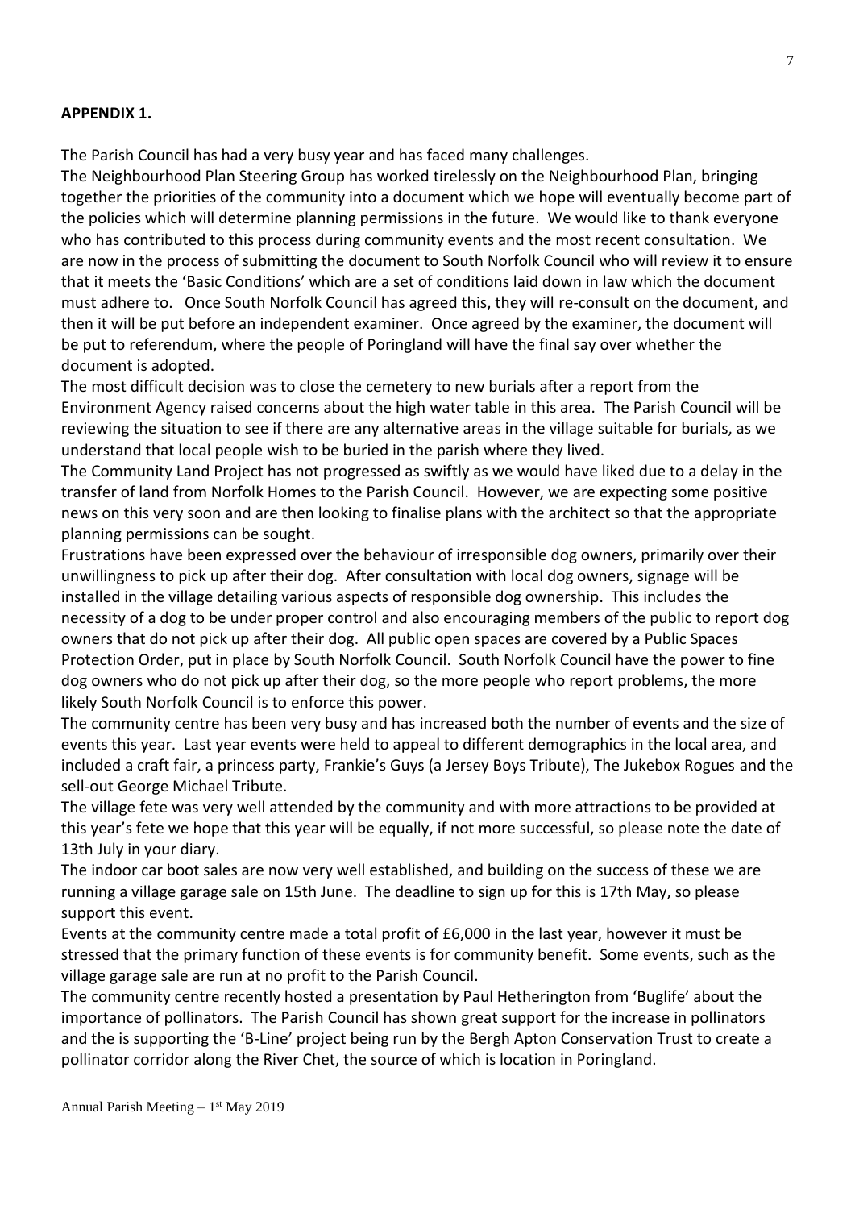**APPENDIX 1.**

The Parish Council has had a very busy year and has faced many challenges.

The Neighbourhood Plan Steering Group has worked tirelessly on the Neighbourhood Plan, bringing together the priorities of the community into a document which we hope will eventually become part of the policies which will determine planning permissions in the future. We would like to thank everyone who has contributed to this process during community events and the most recent consultation. We are now in the process of submitting the document to South Norfolk Council who will review it to ensure that it meets the 'Basic Conditions' which are a set of conditions laid down in law which the document must adhere to. Once South Norfolk Council has agreed this, they will re-consult on the document, and then it will be put before an independent examiner. Once agreed by the examiner, the document will be put to referendum, where the people of Poringland will have the final say over whether the document is adopted.

The most difficult decision was to close the cemetery to new burials after a report from the Environment Agency raised concerns about the high water table in this area. The Parish Council will be reviewing the situation to see if there are any alternative areas in the village suitable for burials, as we understand that local people wish to be buried in the parish where they lived.

The Community Land Project has not progressed as swiftly as we would have liked due to a delay in the transfer of land from Norfolk Homes to the Parish Council. However, we are expecting some positive news on this very soon and are then looking to finalise plans with the architect so that the appropriate planning permissions can be sought.

Frustrations have been expressed over the behaviour of irresponsible dog owners, primarily over their unwillingness to pick up after their dog. After consultation with local dog owners, signage will be installed in the village detailing various aspects of responsible dog ownership. This includes the necessity of a dog to be under proper control and also encouraging members of the public to report dog owners that do not pick up after their dog. All public open spaces are covered by a Public Spaces Protection Order, put in place by South Norfolk Council. South Norfolk Council have the power to fine dog owners who do not pick up after their dog, so the more people who report problems, the more likely South Norfolk Council is to enforce this power.

The community centre has been very busy and has increased both the number of events and the size of events this year. Last year events were held to appeal to different demographics in the local area, and included a craft fair, a princess party, Frankie's Guys (a Jersey Boys Tribute), The Jukebox Rogues and the sell-out George Michael Tribute.

The village fete was very well attended by the community and with more attractions to be provided at this year's fete we hope that this year will be equally, if not more successful, so please note the date of 13th July in your diary.

The indoor car boot sales are now very well established, and building on the success of these we are running a village garage sale on 15th June. The deadline to sign up for this is 17th May, so please support this event.

Events at the community centre made a total profit of £6,000 in the last year, however it must be stressed that the primary function of these events is for community benefit. Some events, such as the village garage sale are run at no profit to the Parish Council.

The community centre recently hosted a presentation by Paul Hetherington from 'Buglife' about the importance of pollinators. The Parish Council has shown great support for the increase in pollinators and the is supporting the 'B-Line' project being run by the Bergh Apton Conservation Trust to create a pollinator corridor along the River Chet, the source of which is location in Poringland.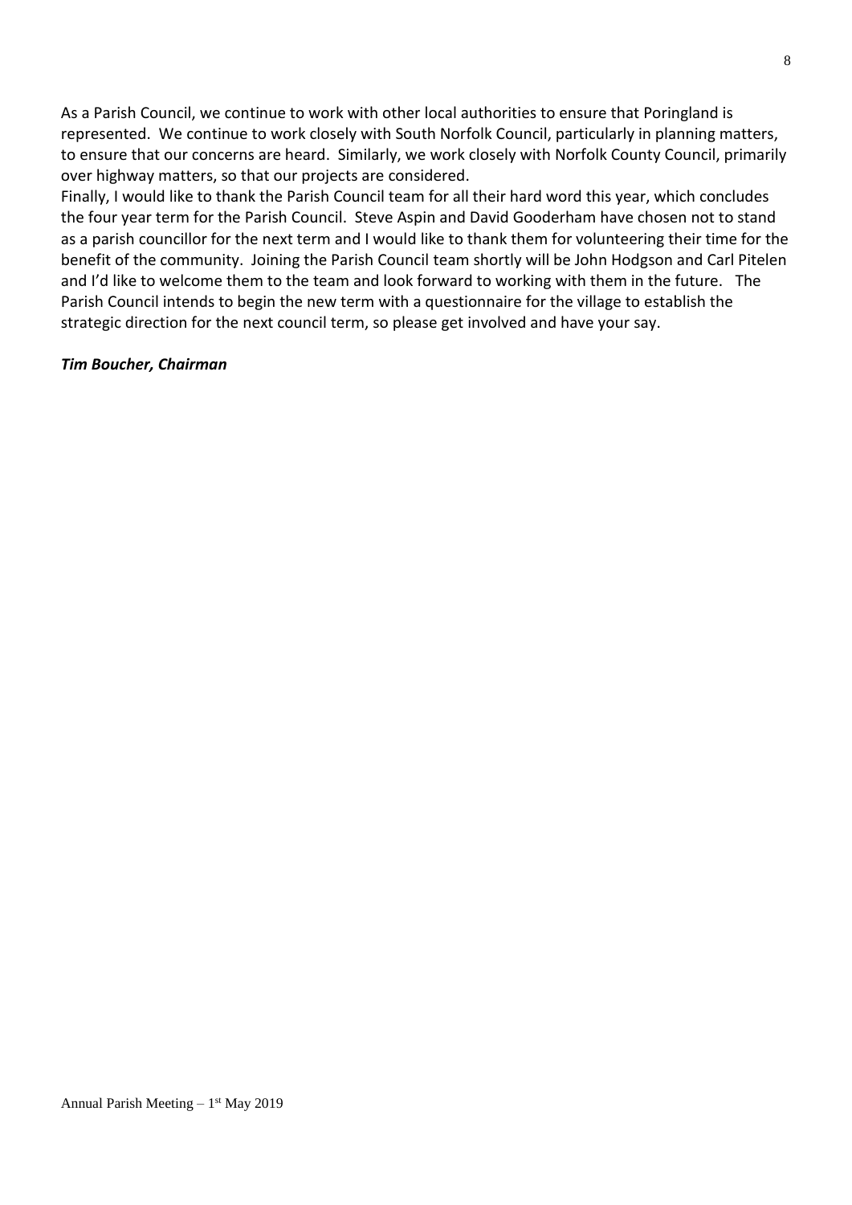As a Parish Council, we continue to work with other local authorities to ensure that Poringland is represented. We continue to work closely with South Norfolk Council, particularly in planning matters, to ensure that our concerns are heard. Similarly, we work closely with Norfolk County Council, primarily over highway matters, so that our projects are considered.

Finally, I would like to thank the Parish Council team for all their hard word this year, which concludes the four year term for the Parish Council. Steve Aspin and David Gooderham have chosen not to stand as a parish councillor for the next term and I would like to thank them for volunteering their time for the benefit of the community. Joining the Parish Council team shortly will be John Hodgson and Carl Pitelen and I'd like to welcome them to the team and look forward to working with them in the future. The Parish Council intends to begin the new term with a questionnaire for the village to establish the strategic direction for the next council term, so please get involved and have your say.

***Tim Boucher, Chairman***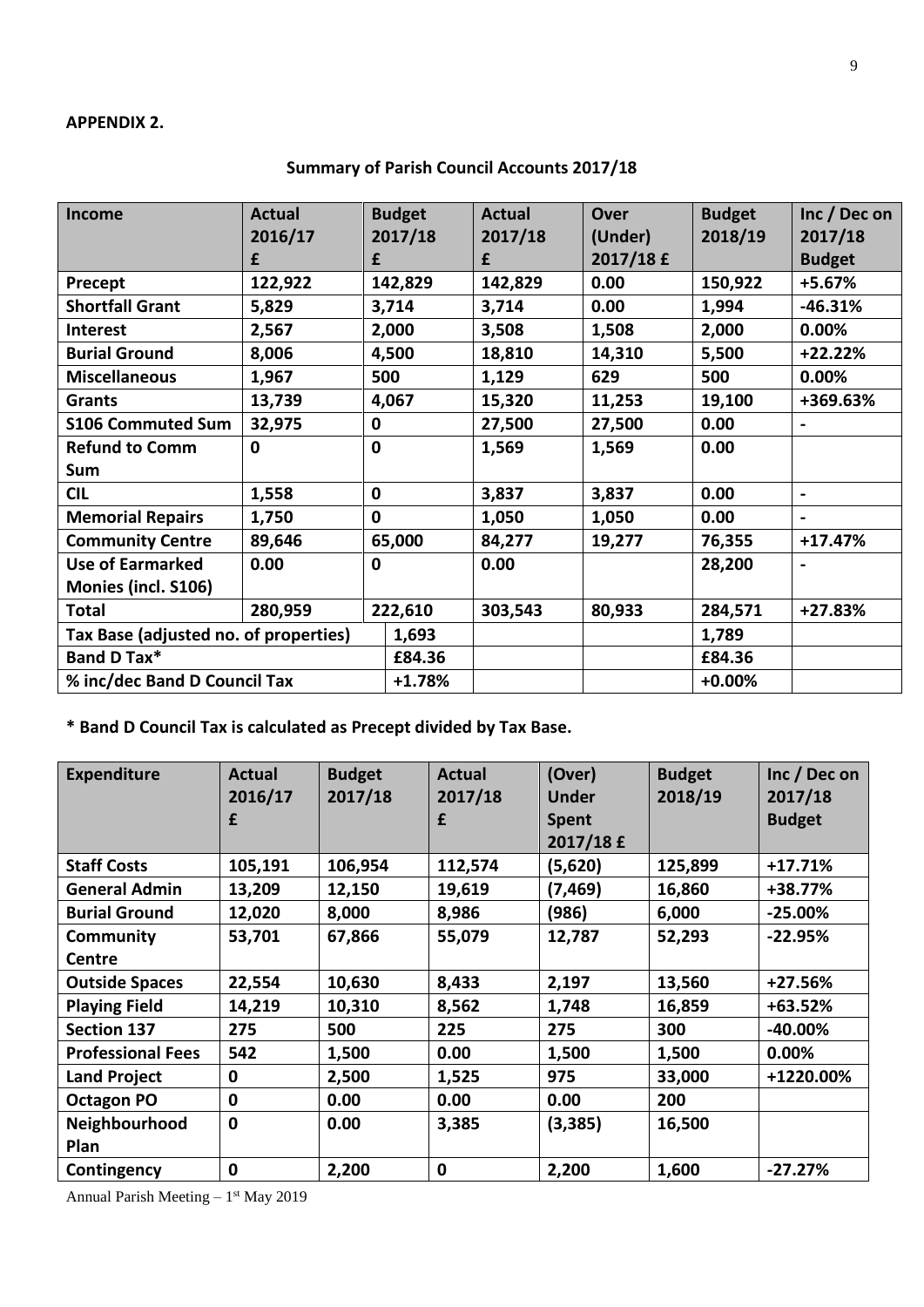**APPENDIX 2.**

## Summary of Parish Council Accounts 2017/18

| Income | Actual 2016/17 £ | Budget 2017/18 £ | Actual 2017/18 £ | Over (Under) 2017/18 £ | Budget 2018/19 | Inc / Dec on 2017/18 Budget |
|---|---|---|---|---|---|---|
| **Precept** | **122,922** | **142,829** | **142,829** | **0.00** | **150,922** | **+5.67%** |
| **Shortfall Grant** | **5,829** | **3,714** | **3,714** | **0.00** | **1,994** | **-46.31%** |
| **Interest** | **2,567** | **2,000** | **3,508** | **1,508** | **2,000** | **0.00%** |
| **Burial Ground** | **8,006** | **4,500** | **18,810** | **14,310** | **5,500** | **+22.22%** |
| **Miscellaneous** | **1,967** | **500** | **1,129** | **629** | **500** | **0.00%** |
| **Grants** | **13,739** | **4,067** | **15,320** | **11,253** | **19,100** | **+369.63%** |
| **S106 Commuted Sum** | **32,975** | **0** | **27,500** | **27,500** | **0.00** | **-** |
| **Refund to Comm Sum** | **0** | **0** | **1,569** | **1,569** | **0.00** | |
| **CIL** | **1,558** | **0** | **3,837** | **3,837** | **0.00** | **-** |
| **Memorial Repairs** | **1,750** | **0** | **1,050** | **1,050** | **0.00** | **-** |
| **Community Centre** | **89,646** | **65,000** | **84,277** | **19,277** | **76,355** | **+17.47%** |
| **Use of Earmarked Monies (incl. S106)** | **0.00** | **0** | **0.00** | | **28,200** | **-** |
| **Total** | **280,959** | **222,610** | **303,543** | **80,933** | **284,571** | **+27.83%** |
| **Tax Base (adjusted no. of properties)** | | **1,693** | | | **1,789** | |
| **Band D Tax*** | | **£84.36** | | | **£84.36** | |
| **% inc/dec Band D Council Tax** | | **+1.78%** | | | **+0.00%** | |

**\* Band D Council Tax is calculated as Precept divided by Tax Base.**

| Expenditure | Actual 2016/17 £ | Budget 2017/18 | Actual 2017/18 £ | (Over) Under Spent 2017/18 £ | Budget 2018/19 | Inc / Dec on 2017/18 Budget |
|---|---|---|---|---|---|---|
| **Staff Costs** | **105,191** | **106,954** | **112,574** | **(5,620)** | **125,899** | **+17.71%** |
| **General Admin** | **13,209** | **12,150** | **19,619** | **(7,469)** | **16,860** | **+38.77%** |
| **Burial Ground** | **12,020** | **8,000** | **8,986** | **(986)** | **6,000** | **-25.00%** |
| **Community Centre** | **53,701** | **67,866** | **55,079** | **12,787** | **52,293** | **-22.95%** |
| **Outside Spaces** | **22,554** | **10,630** | **8,433** | **2,197** | **13,560** | **+27.56%** |
| **Playing Field** | **14,219** | **10,310** | **8,562** | **1,748** | **16,859** | **+63.52%** |
| **Section 137** | **275** | **500** | **225** | **275** | **300** | **-40.00%** |
| **Professional Fees** | **542** | **1,500** | **0.00** | **1,500** | **1,500** | **0.00%** |
| **Land Project** | **0** | **2,500** | **1,525** | **975** | **33,000** | **+1220.00%** |
| **Octagon PO** | **0** | **0.00** | **0.00** | **0.00** | **200** | |
| **Neighbourhood Plan** | **0** | **0.00** | **3,385** | **(3,385)** | **16,500** | |
| **Contingency** | **0** | **2,200** | **0** | **2,200** | **1,600** | **-27.27%** |

Annual Parish Meeting – 1st May 2019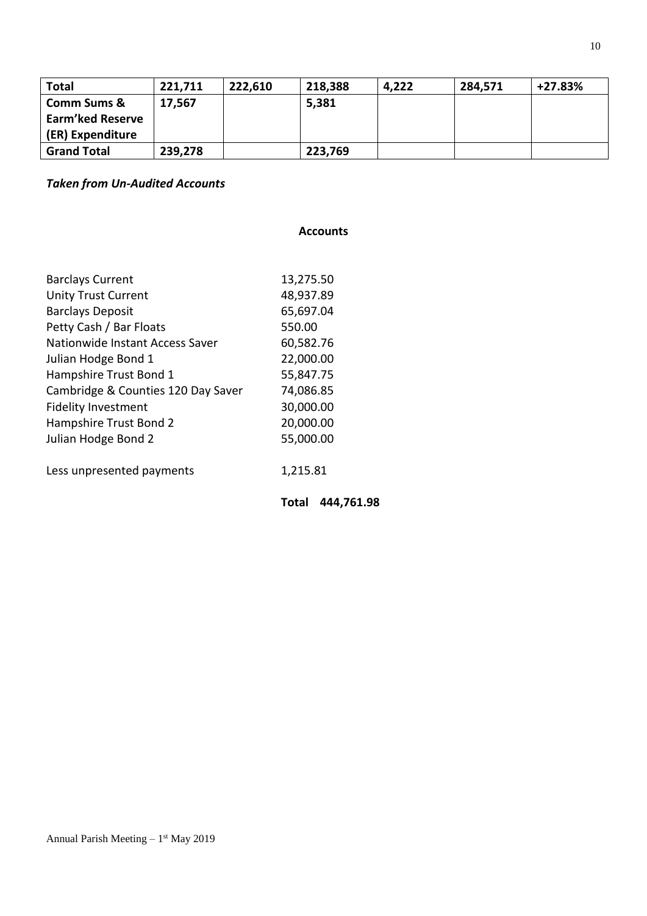| **Total** | **221,711** | **222,610** | **218,388** | **4,222** | **284,571** | **+27.83%** |
|---|---|---|---|---|---|---|
| **Comm Sums & Earm'ked Reserve (ER) Expenditure** | **17,567** | | **5,381** | | | |
| **Grand Total** | **239,278** | | **223,769** | | | |

***Taken from Un-Audited Accounts***

**Accounts**

| | |
|---|---|
| Barclays Current | 13,275.50 |
| Unity Trust Current | 48,937.89 |
| Barclays Deposit | 65,697.04 |
| Petty Cash / Bar Floats | 550.00 |
| Nationwide Instant Access Saver | 60,582.76 |
| Julian Hodge Bond 1 | 22,000.00 |
| Hampshire Trust Bond 1 | 55,847.75 |
| Cambridge & Counties 120 Day Saver | 74,086.85 |
| Fidelity Investment | 30,000.00 |
| Hampshire Trust Bond 2 | 20,000.00 |
| Julian Hodge Bond 2 | 55,000.00 |
| Less unpresented payments | 1,215.81 |
| | **Total 444,761.98** |

Annual Parish Meeting – 1st May 2019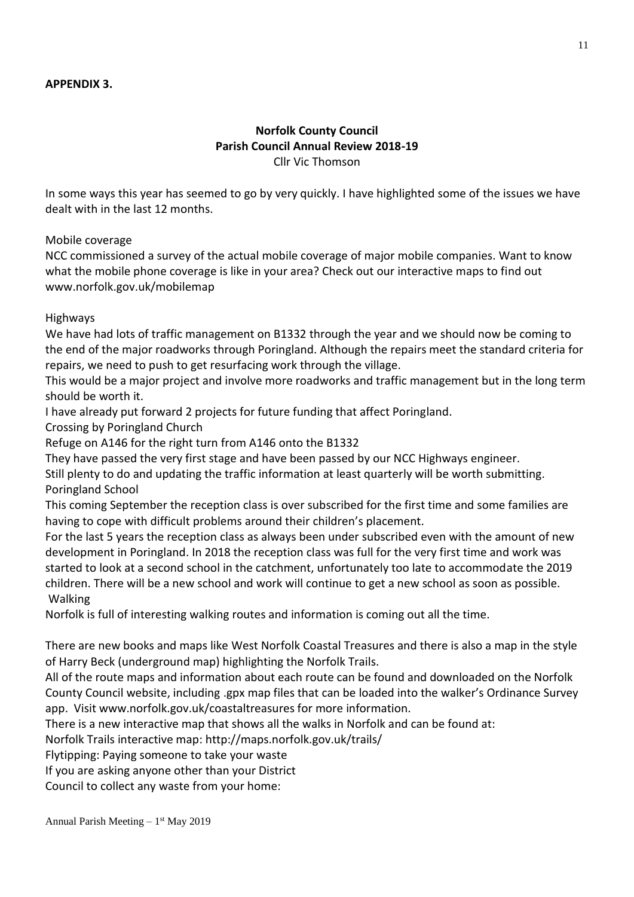**APPENDIX 3.**

**Norfolk County Council**
**Parish Council Annual Review 2018-19**
Cllr Vic Thomson

In some ways this year has seemed to go by very quickly. I have highlighted some of the issues we have dealt with in the last 12 months.

Mobile coverage
NCC commissioned a survey of the actual mobile coverage of major mobile companies. Want to know what the mobile phone coverage is like in your area? Check out our interactive maps to find out www.norfolk.gov.uk/mobilemap

Highways
We have had lots of traffic management on B1332 through the year and we should now be coming to the end of the major roadworks through Poringland. Although the repairs meet the standard criteria for repairs, we need to push to get resurfacing work through the village.
This would be a major project and involve more roadworks and traffic management but in the long term should be worth it.
I have already put forward 2 projects for future funding that affect Poringland.
Crossing by Poringland Church
Refuge on A146 for the right turn from A146 onto the B1332
They have passed the very first stage and have been passed by our NCC Highways engineer.
Still plenty to do and updating the traffic information at least quarterly will be worth submitting.
Poringland School
This coming September the reception class is over subscribed for the first time and some families are having to cope with difficult problems around their children's placement.
For the last 5 years the reception class as always been under subscribed even with the amount of new development in Poringland. In 2018 the reception class was full for the very first time and work was started to look at a second school in the catchment, unfortunately too late to accommodate the 2019 children. There will be a new school and work will continue to get a new school as soon as possible.
Walking
Norfolk is full of interesting walking routes and information is coming out all the time.

There are new books and maps like West Norfolk Coastal Treasures and there is also a map in the style of Harry Beck (underground map) highlighting the Norfolk Trails.
All of the route maps and information about each route can be found and downloaded on the Norfolk County Council website, including .gpx map files that can be loaded into the walker's Ordinance Survey app. Visit www.norfolk.gov.uk/coastaltreasures for more information.
There is a new interactive map that shows all the walks in Norfolk and can be found at:
Norfolk Trails interactive map: http://maps.norfolk.gov.uk/trails/
Flytipping: Paying someone to take your waste
If you are asking anyone other than your District
Council to collect any waste from your home: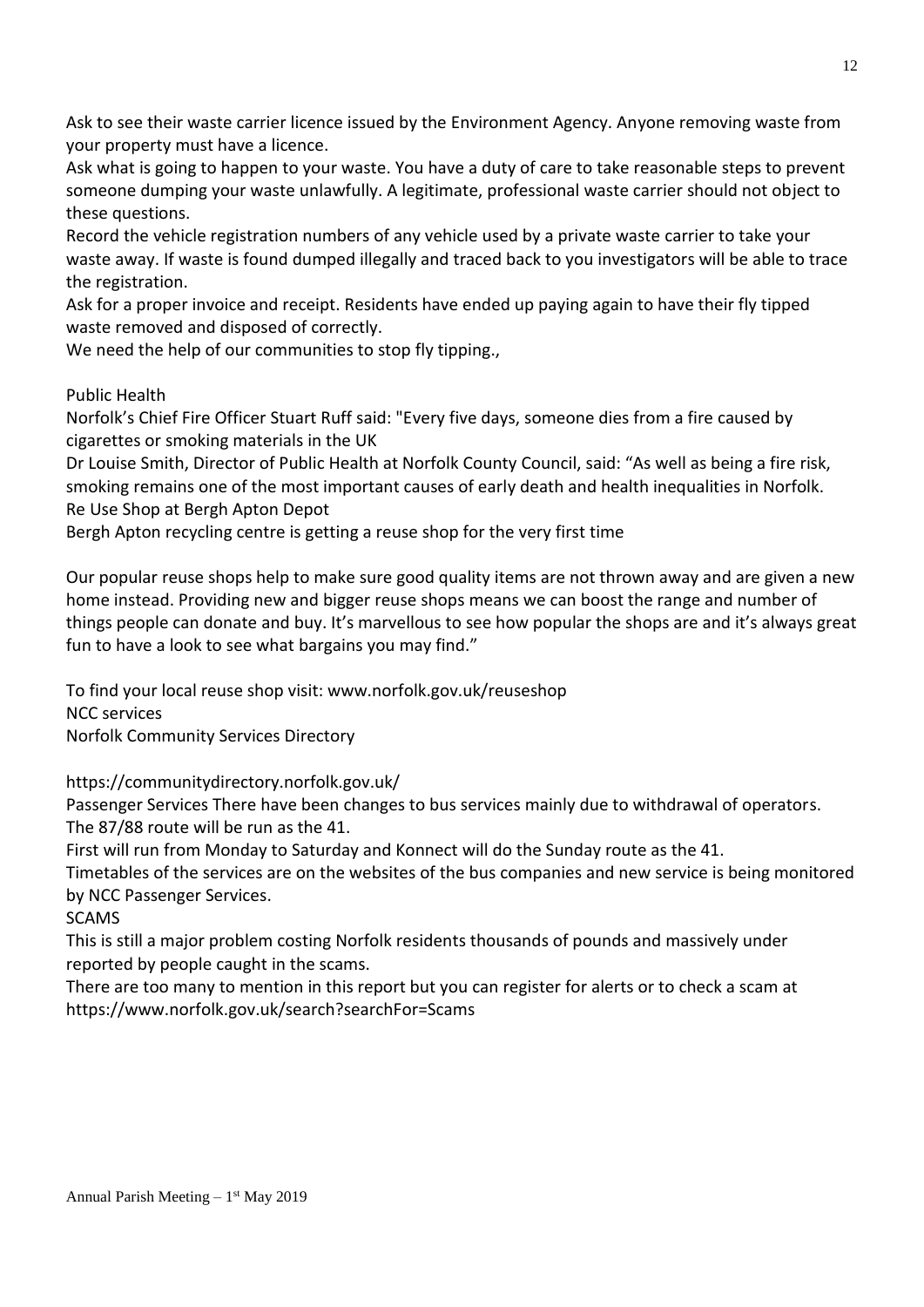Ask to see their waste carrier licence issued by the Environment Agency. Anyone removing waste from your property must have a licence.
Ask what is going to happen to your waste. You have a duty of care to take reasonable steps to prevent someone dumping your waste unlawfully. A legitimate, professional waste carrier should not object to these questions.
Record the vehicle registration numbers of any vehicle used by a private waste carrier to take your waste away. If waste is found dumped illegally and traced back to you investigators will be able to trace the registration.
Ask for a proper invoice and receipt. Residents have ended up paying again to have their fly tipped waste removed and disposed of correctly.
We need the help of our communities to stop fly tipping.,

Public Health
Norfolk's Chief Fire Officer Stuart Ruff said: "Every five days, someone dies from a fire caused by cigarettes or smoking materials in the UK
Dr Louise Smith, Director of Public Health at Norfolk County Council, said: "As well as being a fire risk, smoking remains one of the most important causes of early death and health inequalities in Norfolk.
Re Use Shop at Bergh Apton Depot
Bergh Apton recycling centre is getting a reuse shop for the very first time

Our popular reuse shops help to make sure good quality items are not thrown away and are given a new home instead. Providing new and bigger reuse shops means we can boost the range and number of things people can donate and buy. It's marvellous to see how popular the shops are and it's always great fun to have a look to see what bargains you may find."

To find your local reuse shop visit: www.norfolk.gov.uk/reuseshop
NCC services
Norfolk Community Services Directory

https://communitydirectory.norfolk.gov.uk/
Passenger Services There have been changes to bus services mainly due to withdrawal of operators.
The 87/88 route will be run as the 41.
First will run from Monday to Saturday and Konnect will do the Sunday route as the 41.
Timetables of the services are on the websites of the bus companies and new service is being monitored by NCC Passenger Services.
SCAMS
This is still a major problem costing Norfolk residents thousands of pounds and massively under reported by people caught in the scams.
There are too many to mention in this report but you can register for alerts or to check a scam at https://www.norfolk.gov.uk/search?searchFor=Scams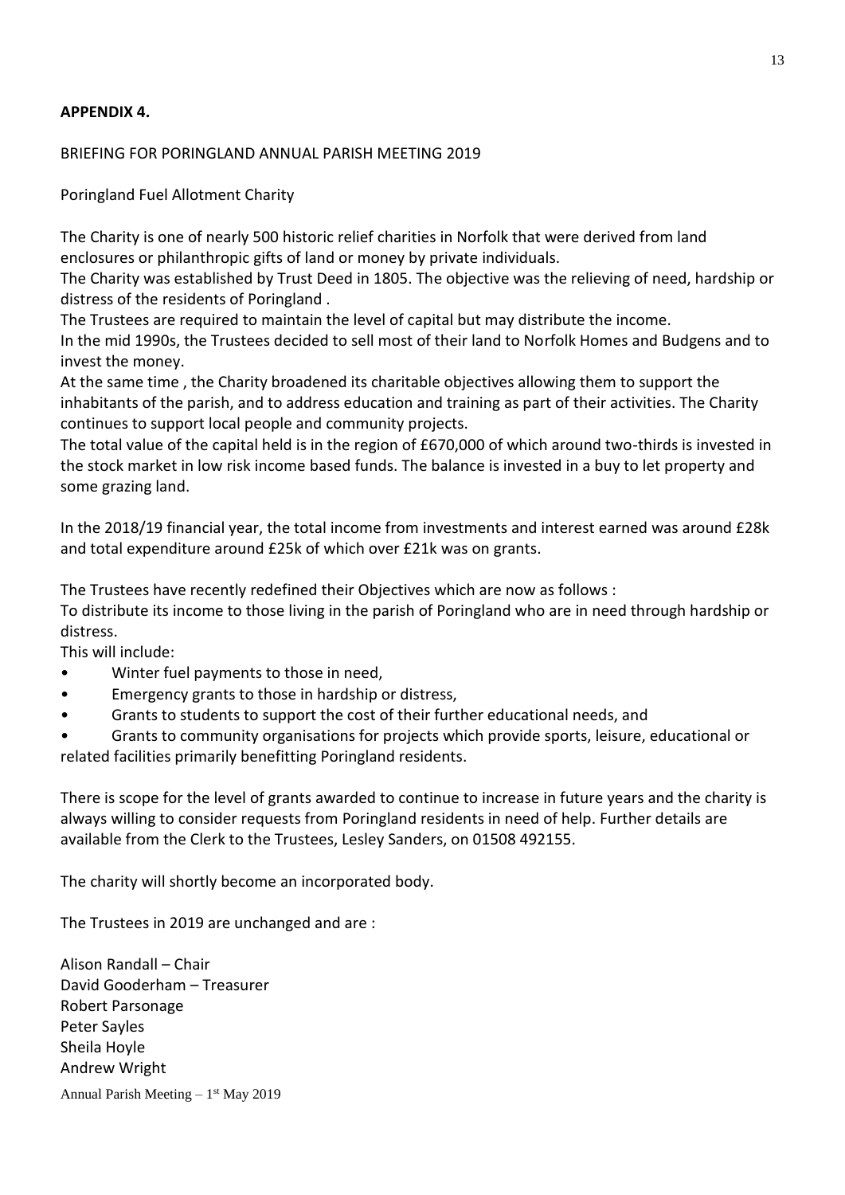**APPENDIX 4.**

BRIEFING FOR PORINGLAND ANNUAL PARISH MEETING 2019

Poringland Fuel Allotment Charity

The Charity is one of nearly 500 historic relief charities in Norfolk that were derived from land enclosures or philanthropic gifts of land or money by private individuals.
The Charity was established by Trust Deed in 1805. The objective was the relieving of need, hardship or distress of the residents of Poringland .
The Trustees are required to maintain the level of capital but may distribute the income.
In the mid 1990s, the Trustees decided to sell most of their land to Norfolk Homes and Budgens and to invest the money.
At the same time , the Charity broadened its charitable objectives allowing them to support the inhabitants of the parish, and to address education and training as part of their activities. The Charity continues to support local people and community projects.
The total value of the capital held is in the region of £670,000 of which around two-thirds is invested in the stock market in low risk income based funds. The balance is invested in a buy to let property and some grazing land.

In the 2018/19 financial year, the total income from investments and interest earned was around £28k and total expenditure around £25k of which over £21k was on grants.

The Trustees have recently redefined their Objectives which are now as follows :
To distribute its income to those living in the parish of Poringland who are in need through hardship or distress.
This will include:

- Winter fuel payments to those in need,
- Emergency grants to those in hardship or distress,
- Grants to students to support the cost of their further educational needs, and
- Grants to community organisations for projects which provide sports, leisure, educational or related facilities primarily benefitting Poringland residents.

There is scope for the level of grants awarded to continue to increase in future years and the charity is always willing to consider requests from Poringland residents in need of help. Further details are available from the Clerk to the Trustees, Lesley Sanders, on 01508 492155.

The charity will shortly become an incorporated body.

The Trustees in 2019 are unchanged and are :

Alison Randall – Chair
David Gooderham – Treasurer
Robert Parsonage
Peter Sayles
Sheila Hoyle
Andrew Wright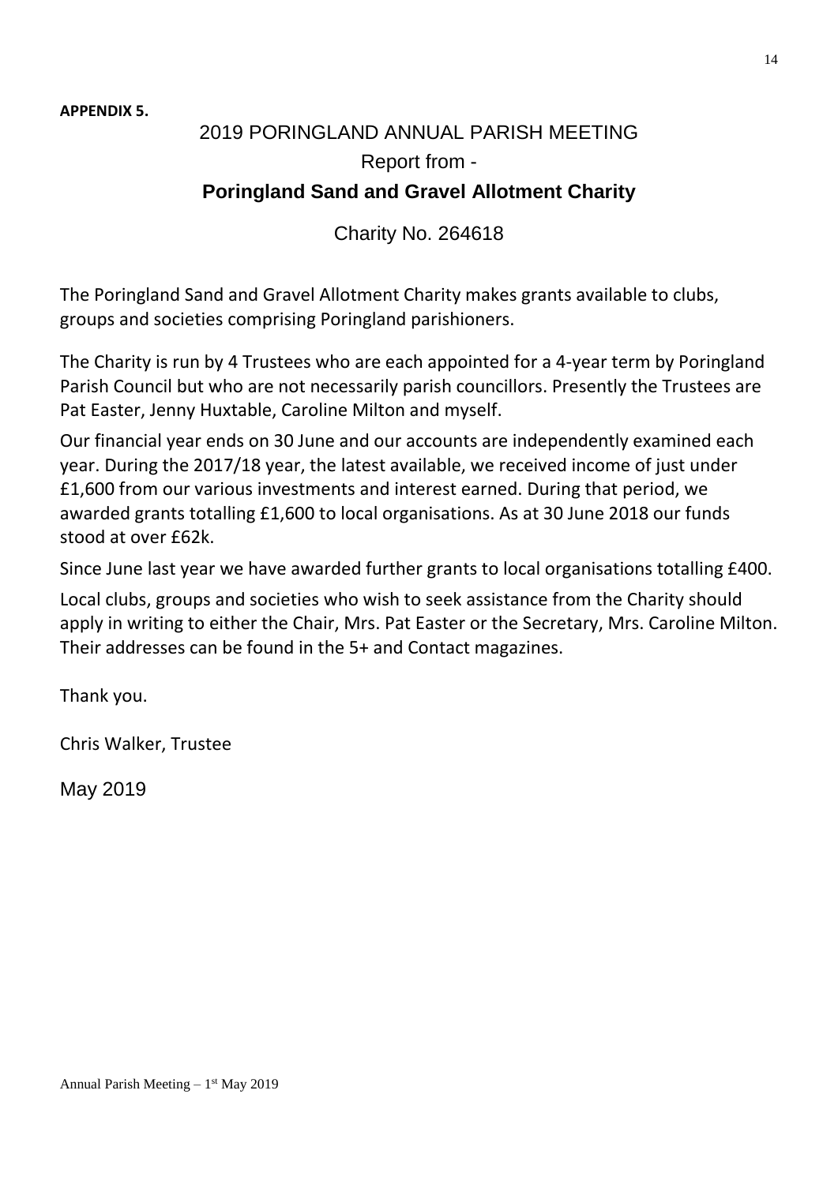**APPENDIX 5.**

# 2019 PORINGLAND ANNUAL PARISH MEETING

## Report from -

## Poringland Sand and Gravel Allotment Charity

Charity No. 264618

The Poringland Sand and Gravel Allotment Charity makes grants available to clubs, groups and societies comprising Poringland parishioners.

The Charity is run by 4 Trustees who are each appointed for a 4-year term by Poringland Parish Council but who are not necessarily parish councillors. Presently the Trustees are Pat Easter, Jenny Huxtable, Caroline Milton and myself.

Our financial year ends on 30 June and our accounts are independently examined each year. During the 2017/18 year, the latest available, we received income of just under £1,600 from our various investments and interest earned. During that period, we awarded grants totalling £1,600 to local organisations. As at 30 June 2018 our funds stood at over £62k.

Since June last year we have awarded further grants to local organisations totalling £400.

Local clubs, groups and societies who wish to seek assistance from the Charity should apply in writing to either the Chair, Mrs. Pat Easter or the Secretary, Mrs. Caroline Milton. Their addresses can be found in the 5+ and Contact magazines.

Thank you.

Chris Walker, Trustee

May 2019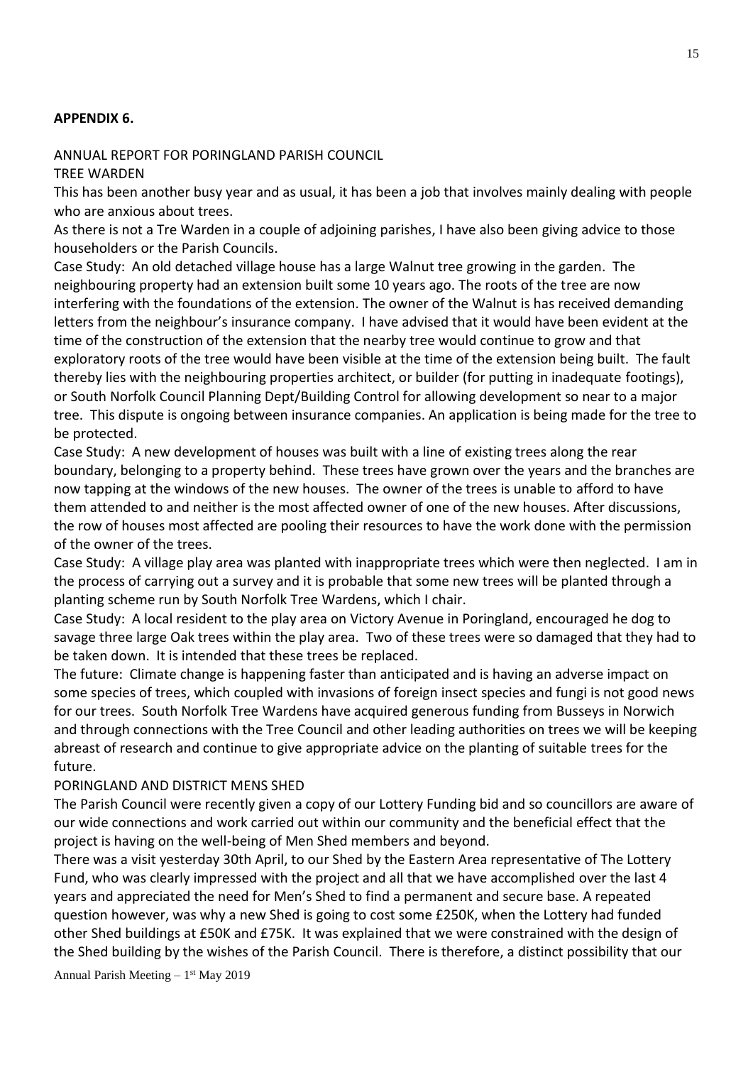**APPENDIX 6.**

ANNUAL REPORT FOR PORINGLAND PARISH COUNCIL

TREE WARDEN

This has been another busy year and as usual, it has been a job that involves mainly dealing with people who are anxious about trees.

As there is not a Tre Warden in a couple of adjoining parishes, I have also been giving advice to those householders or the Parish Councils.

Case Study: An old detached village house has a large Walnut tree growing in the garden. The neighbouring property had an extension built some 10 years ago. The roots of the tree are now interfering with the foundations of the extension. The owner of the Walnut is has received demanding letters from the neighbour's insurance company. I have advised that it would have been evident at the time of the construction of the extension that the nearby tree would continue to grow and that exploratory roots of the tree would have been visible at the time of the extension being built. The fault thereby lies with the neighbouring properties architect, or builder (for putting in inadequate footings), or South Norfolk Council Planning Dept/Building Control for allowing development so near to a major tree. This dispute is ongoing between insurance companies. An application is being made for the tree to be protected.

Case Study: A new development of houses was built with a line of existing trees along the rear boundary, belonging to a property behind. These trees have grown over the years and the branches are now tapping at the windows of the new houses. The owner of the trees is unable to afford to have them attended to and neither is the most affected owner of one of the new houses. After discussions, the row of houses most affected are pooling their resources to have the work done with the permission of the owner of the trees.

Case Study: A village play area was planted with inappropriate trees which were then neglected. I am in the process of carrying out a survey and it is probable that some new trees will be planted through a planting scheme run by South Norfolk Tree Wardens, which I chair.

Case Study: A local resident to the play area on Victory Avenue in Poringland, encouraged he dog to savage three large Oak trees within the play area. Two of these trees were so damaged that they had to be taken down. It is intended that these trees be replaced.

The future: Climate change is happening faster than anticipated and is having an adverse impact on some species of trees, which coupled with invasions of foreign insect species and fungi is not good news for our trees. South Norfolk Tree Wardens have acquired generous funding from Busseys in Norwich and through connections with the Tree Council and other leading authorities on trees we will be keeping abreast of research and continue to give appropriate advice on the planting of suitable trees for the future.

PORINGLAND AND DISTRICT MENS SHED

The Parish Council were recently given a copy of our Lottery Funding bid and so councillors are aware of our wide connections and work carried out within our community and the beneficial effect that the project is having on the well-being of Men Shed members and beyond.

There was a visit yesterday 30th April, to our Shed by the Eastern Area representative of The Lottery Fund, who was clearly impressed with the project and all that we have accomplished over the last 4 years and appreciated the need for Men's Shed to find a permanent and secure base. A repeated question however, was why a new Shed is going to cost some £250K, when the Lottery had funded other Shed buildings at £50K and £75K. It was explained that we were constrained with the design of the Shed building by the wishes of the Parish Council. There is therefore, a distinct possibility that our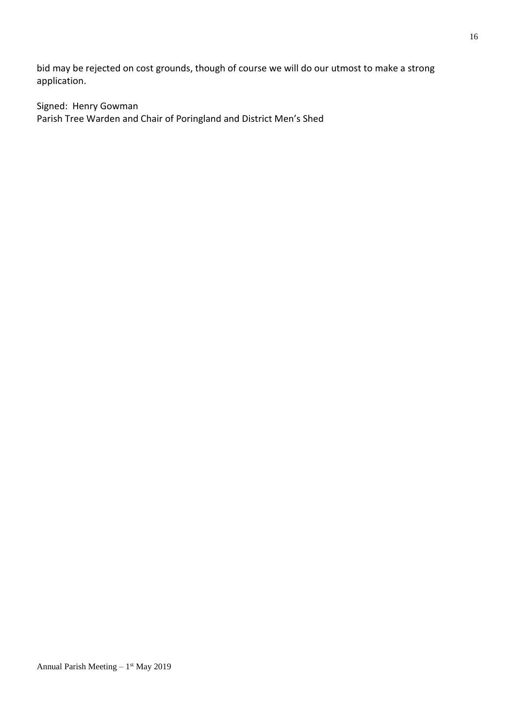bid may be rejected on cost grounds, though of course we will do our utmost to make a strong application.

Signed: Henry Gowman
Parish Tree Warden and Chair of Poringland and District Men's Shed